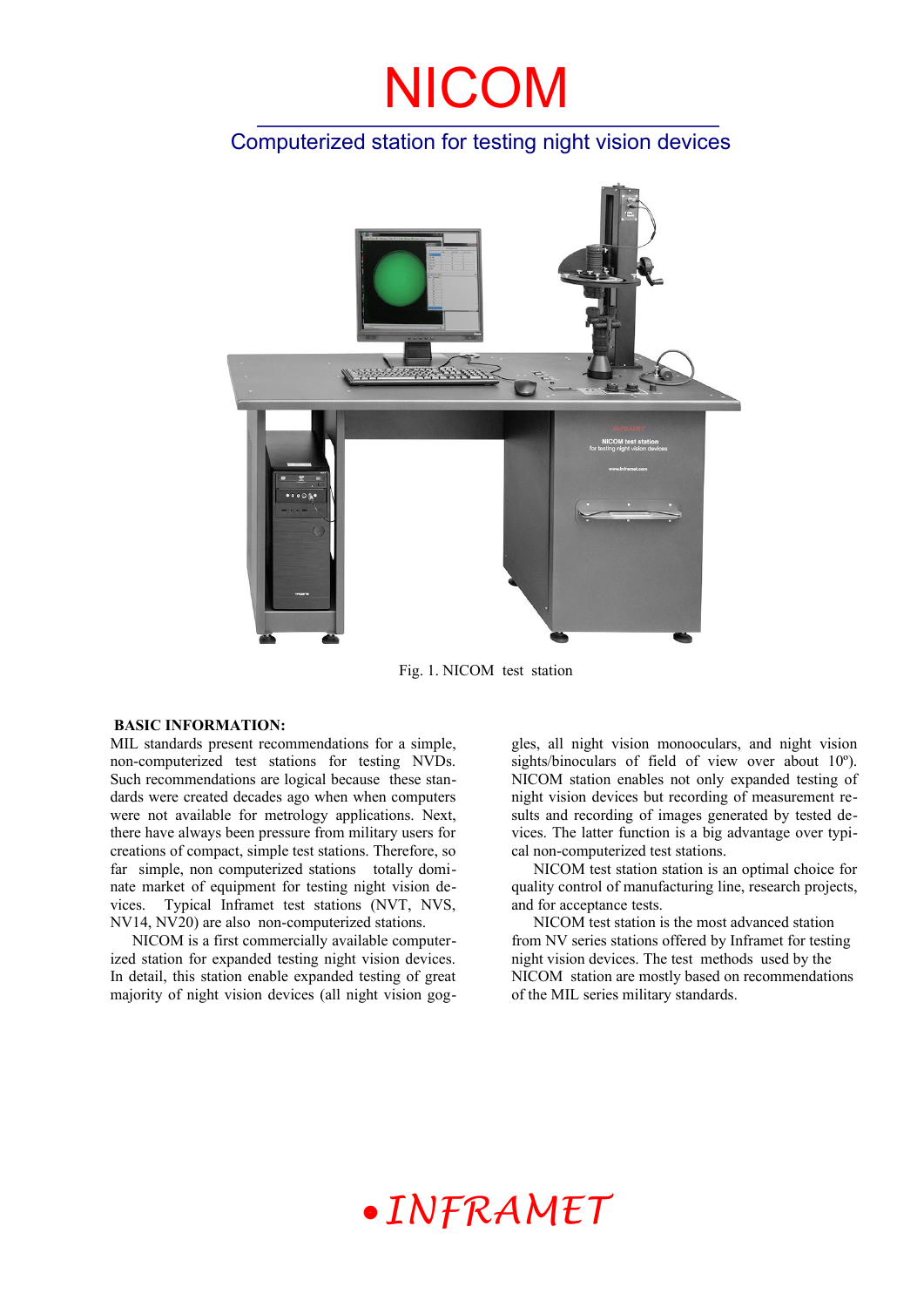# NICOM

## Computerized station for testing night vision devices

Fig. 1. NICOM test station

**BASIC INFORMATION:**

MIL standards present recommendations for a simple, non-computerized test stations for testing NVDs. Such recommendations are logical because these standards were created decades ago when when computers were not available for metrology applications. Next, there have always been pressure from military users for creations of compact, simple test stations. Therefore, so far simple, non computerized stations totally dominate market of equipment for testing night vision devices. Typical Inframet test stations (NVT, NVS, NV14, NV20) are also non-computerized stations.

NICOM is a first commercially available computerized station for expanded testing night vision devices. In detail, this station enable expanded testing of great majority of night vision devices (all night vision goggles, all night vision monoocculars, and night vision sights/binoculars of field of view over about 10º). NICOM station enables not only expanded testing of night vision devices but recording of measurement results and recording of images generated by tested devices. The latter function is a big advantage over typical non-computerized test stations.

NICOM test station station is an optimal choice for quality control of manufacturing line, research projects, and for acceptance tests.

NICOM test station is the most advanced station from NV series stations offered by Inframet for testing night vision devices. The test methods used by the NICOM station are mostly based on recommendations of the MIL series military standards.

• *INFRAMET*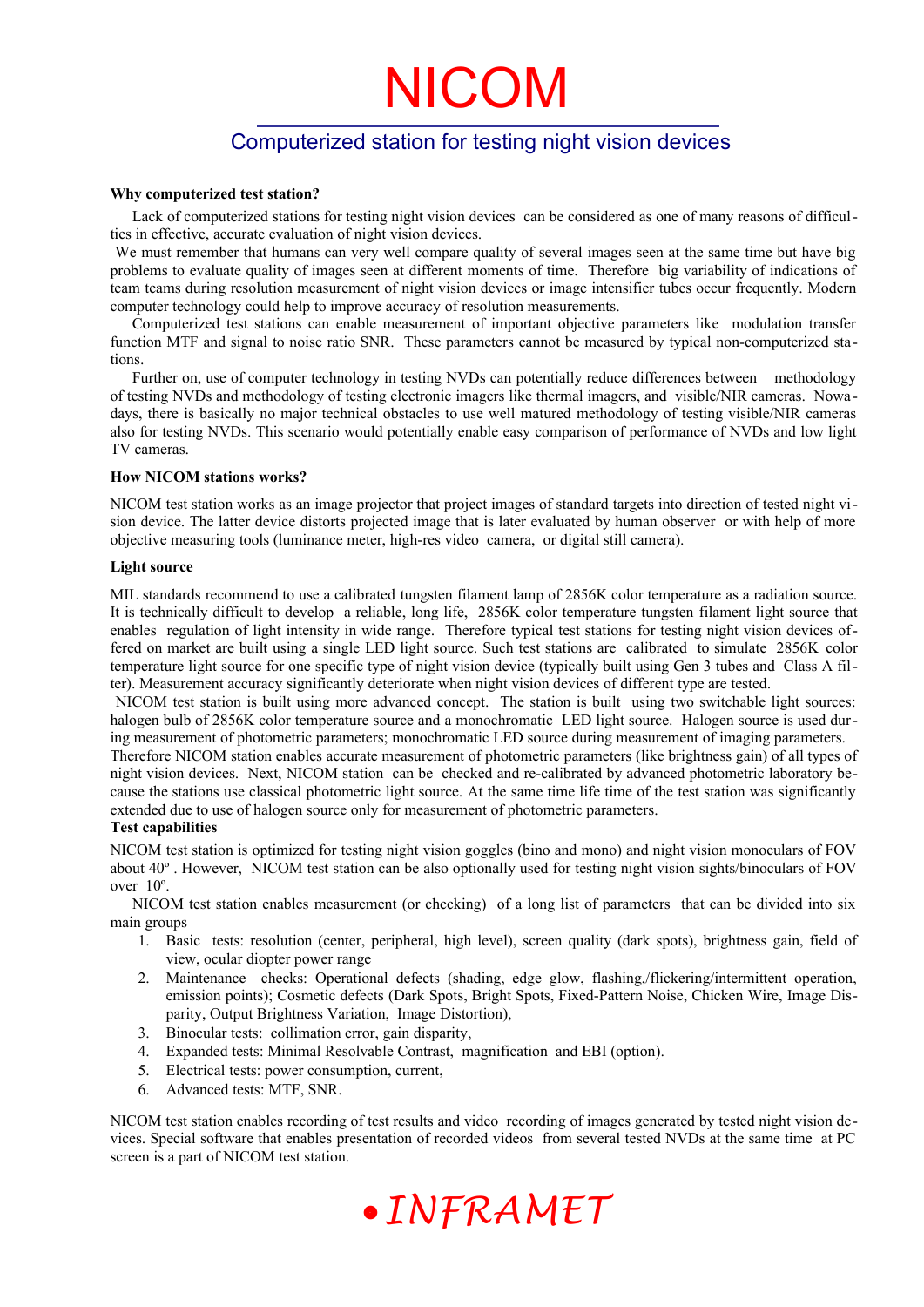# NICOM

## Computerized station for testing night vision devices

**Why computerized test station?**

Lack of computerized stations for testing night vision devices can be considered as one of many reasons of difficulties in effective, accurate evaluation of night vision devices.

We must remember that humans can very well compare quality of several images seen at the same time but have big problems to evaluate quality of images seen at different moments of time. Therefore big variability of indications of team teams during resolution measurement of night vision devices or image intensifier tubes occur frequently. Modern computer technology could help to improve accuracy of resolution measurements.

Computerized test stations can enable measurement of important objective parameters like modulation transfer function MTF and signal to noise ratio SNR. These parameters cannot be measured by typical non-computerized stations.

Further on, use of computer technology in testing NVDs can potentially reduce differences between methodology of testing NVDs and methodology of testing electronic imagers like thermal imagers, and visible/NIR cameras. Nowadays, there is basically no major technical obstacles to use well matured methodology of testing visible/NIR cameras also for testing NVDs. This scenario would potentially enable easy comparison of performance of NVDs and low light TV cameras.

**How NICOM stations works?**

NICOM test station works as an image projector that project images of standard targets into direction of tested night vision device. The latter device distorts projected image that is later evaluated by human observer or with help of more objective measuring tools (luminance meter, high-res video camera, or digital still camera).

**Light source**

MIL standards recommend to use a calibrated tungsten filament lamp of 2856K color temperature as a radiation source. It is technically difficult to develop a reliable, long life, 2856K color temperature tungsten filament light source that enables regulation of light intensity in wide range. Therefore typical test stations for testing night vision devices offered on market are built using a single LED light source. Such test stations are calibrated to simulate 2856K color temperature light source for one specific type of night vision device (typically built using Gen 3 tubes and Class A filter). Measurement accuracy significantly deteriorate when night vision devices of different type are tested.

NICOM test station is built using more advanced concept. The station is built using two switchable light sources: halogen bulb of 2856K color temperature source and a monochromatic LED light source. Halogen source is used during measurement of photometric parameters; monochromatic LED source during measurement of imaging parameters. Therefore NICOM station enables accurate measurement of photometric parameters (like brightness gain) of all types of night vision devices. Next, NICOM station can be checked and re-calibrated by advanced photometric laboratory because the stations use classical photometric light source. At the same time life time of the test station was significantly extended due to use of halogen source only for measurement of photometric parameters.

**Test capabilities**

NICOM test station is optimized for testing night vision goggles (bino and mono) and night vision monoculars of FOV about 40º . However, NICOM test station can be also optionally used for testing night vision sights/binoculars of FOV over 10º.

NICOM test station enables measurement (or checking) of a long list of parameters that can be divided into six main groups

1. Basic tests: resolution (center, peripheral, high level), screen quality (dark spots), brightness gain, field of view, ocular diopter power range
2. Maintenance checks: Operational defects (shading, edge glow, flashing,/flickering/intermittent operation, emission points); Cosmetic defects (Dark Spots, Bright Spots, Fixed-Pattern Noise, Chicken Wire, Image Disparity, Output Brightness Variation, Image Distortion),
3. Binocular tests: collimation error, gain disparity,
4. Expanded tests: Minimal Resolvable Contrast, magnification and EBI (option).
5. Electrical tests: power consumption, current,
6. Advanced tests: MTF, SNR.

NICOM test station enables recording of test results and video recording of images generated by tested night vision devices. Special software that enables presentation of recorded videos from several tested NVDs at the same time at PC screen is a part of NICOM test station.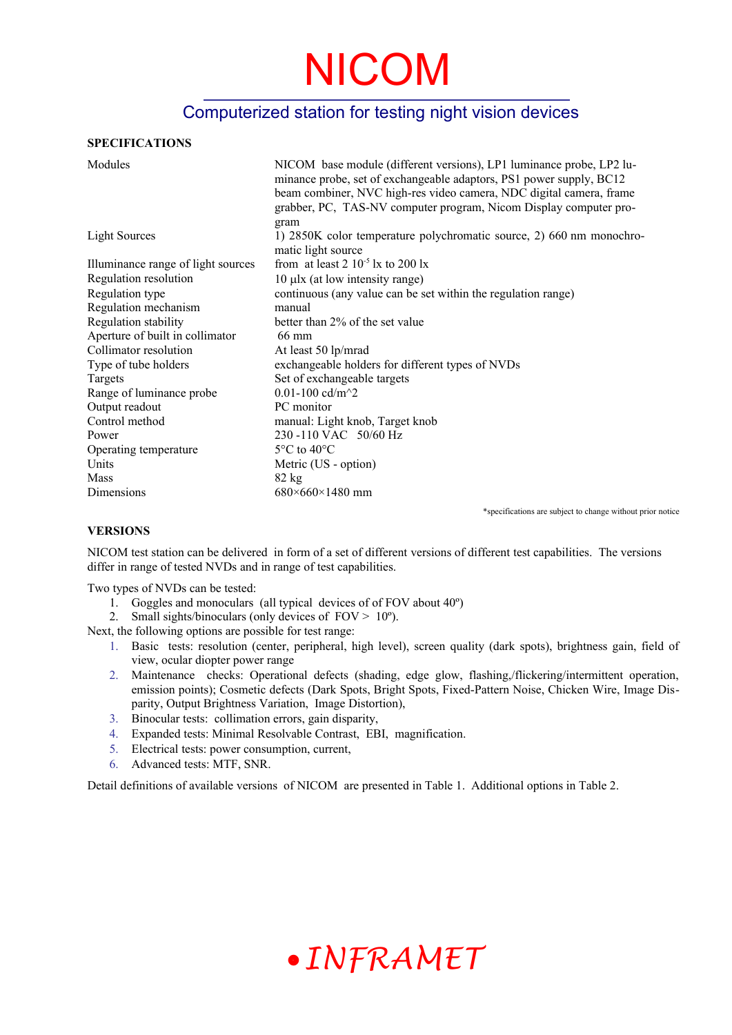# NICOM

## Computerized station for testing night vision devices

**SPECIFICATIONS**

| | |
|---|---|
| Modules | NICOM base module (different versions), LP1 luminance probe, LP2 luminance probe, set of exchangeable adaptors, PS1 power supply, BC12 beam combiner, NVC high-res video camera, NDC digital camera, frame grabber, PC, TAS-NV computer program, Nicom Display computer program |
| Light Sources | 1) 2850K color temperature polychromatic source, 2) 660 nm monochromatic light source |
| Illuminance range of light sources | from at least 2 $10^{-5}$ lx to 200 lx |
| Regulation resolution | 10 µlx (at low intensity range) |
| Regulation type | continuous (any value can be set within the regulation range) |
| Regulation mechanism | manual |
| Regulation stability | better than 2% of the set value |
| Aperture of built in collimator | 66 mm |
| Collimator resolution | At least 50 lp/mrad |
| Type of tube holders | exchangeable holders for different types of NVDs |
| Targets | Set of exchangeable targets |
| Range of luminance probe | 0.01-100 cd/m^2 |
| Output readout | PC monitor |
| Control method | manual: Light knob, Target knob |
| Power | 230 -110 VAC 50/60 Hz |
| Operating temperature | 5°C to 40°C |
| Units | Metric (US - option) |
| Mass | 82 kg |
| Dimensions | 680×660×1480 mm |

*specifications are subject to change without prior notice

**VERSIONS**

NICOM test station can be delivered in form of a set of different versions of different test capabilities. The versions differ in range of tested NVDs and in range of test capabilities.

Two types of NVDs can be tested:

1. Goggles and monoculars (all typical devices of of FOV about 40º)
2. Small sights/binoculars (only devices of FOV > 10º).

Next, the following options are possible for test range:

1. Basic tests: resolution (center, peripheral, high level), screen quality (dark spots), brightness gain, field of view, ocular diopter power range
2. Maintenance checks: Operational defects (shading, edge glow, flashing,/flickering/intermittent operation, emission points); Cosmetic defects (Dark Spots, Bright Spots, Fixed-Pattern Noise, Chicken Wire, Image Disparity, Output Brightness Variation, Image Distortion),
3. Binocular tests: collimation errors, gain disparity,
4. Expanded tests: Minimal Resolvable Contrast, EBI, magnification.
5. Electrical tests: power consumption, current,
6. Advanced tests: MTF, SNR.

Detail definitions of available versions of NICOM are presented in Table 1. Additional options in Table 2.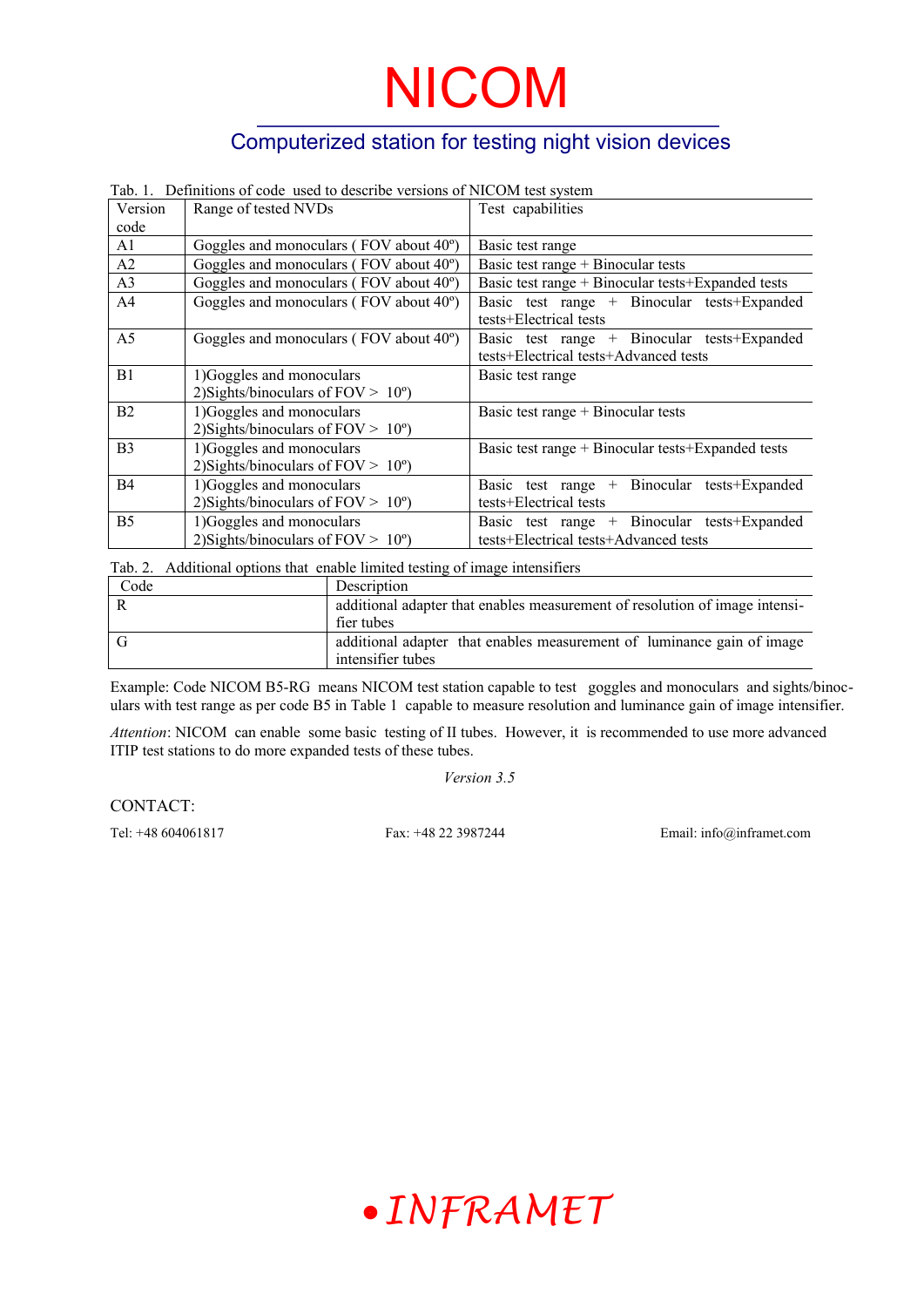# NICOM

## Computerized station for testing night vision devices

Tab. 1. Definitions of code used to describe versions of NICOM test system

| Version code | Range of tested NVDs | Test capabilities |
|---|---|---|
| A1 | Goggles and monoculars ( FOV about 40º) | Basic test range |
| A2 | Goggles and monoculars ( FOV about 40º) | Basic test range + Binocular tests |
| A3 | Goggles and monoculars ( FOV about 40º) | Basic test range + Binocular tests+Expanded tests |
| A4 | Goggles and monoculars ( FOV about 40º) | Basic test range + Binocular tests+Expanded tests+Electrical tests |
| A5 | Goggles and monoculars ( FOV about 40º) | Basic test range + Binocular tests+Expanded tests+Electrical tests+Advanced tests |
| B1 | 1)Goggles and monoculars 2)Sights/binoculars of FOV > 10º) | Basic test range |
| B2 | 1)Goggles and monoculars 2)Sights/binoculars of FOV > 10º) | Basic test range + Binocular tests |
| B3 | 1)Goggles and monoculars 2)Sights/binoculars of FOV > 10º) | Basic test range + Binocular tests+Expanded tests |
| B4 | 1)Goggles and monoculars 2)Sights/binoculars of FOV > 10º) | Basic test range + Binocular tests+Expanded tests+Electrical tests |
| B5 | 1)Goggles and monoculars 2)Sights/binoculars of FOV > 10º) | Basic test range + Binocular tests+Expanded tests+Electrical tests+Advanced tests |

Tab. 2. Additional options that enable limited testing of image intensifiers

| Code | Description |
|---|---|
| R | additional adapter that enables measurement of resolution of image intensifier tubes |
| G | additional adapter that enables measurement of luminance gain of image intensifier tubes |

Example: Code NICOM B5-RG means NICOM test station capable to test goggles and monoculars and sights/binoculars with test range as per code B5 in Table 1 capable to measure resolution and luminance gain of image intensifier.

*Attention*: NICOM can enable some basic testing of II tubes. However, it is recommended to use more advanced ITIP test stations to do more expanded tests of these tubes.

*Version 3.5*

CONTACT:

Tel: +48 604061817 Fax: +48 22 3987244 Email: info@inframet.com

INFRAMET